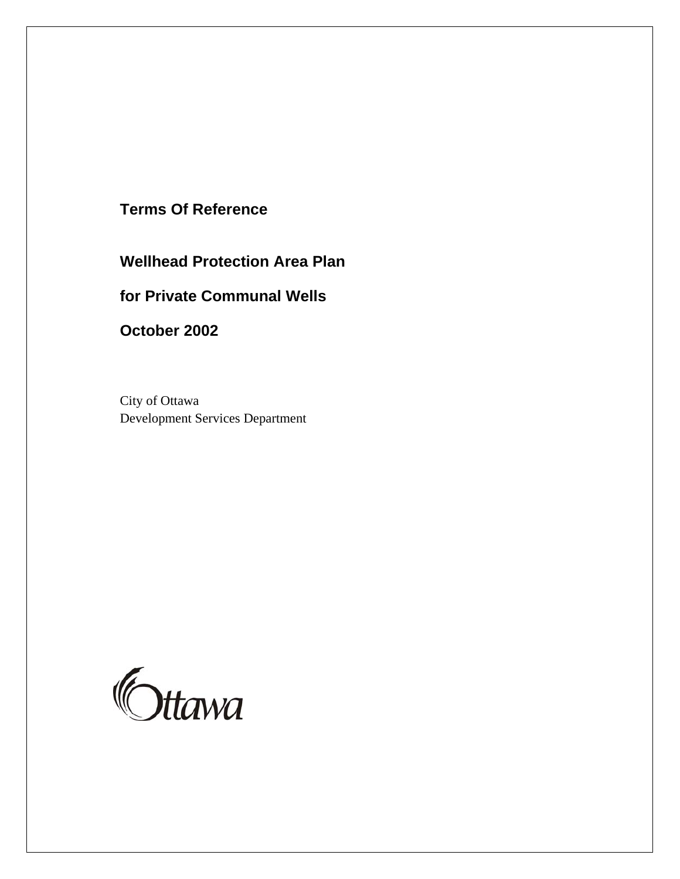**Terms Of Reference**

# Wellhead Protection Area Plan

# for Private Communal Wells

**October 2002**

City of Ottawa
Development Services Department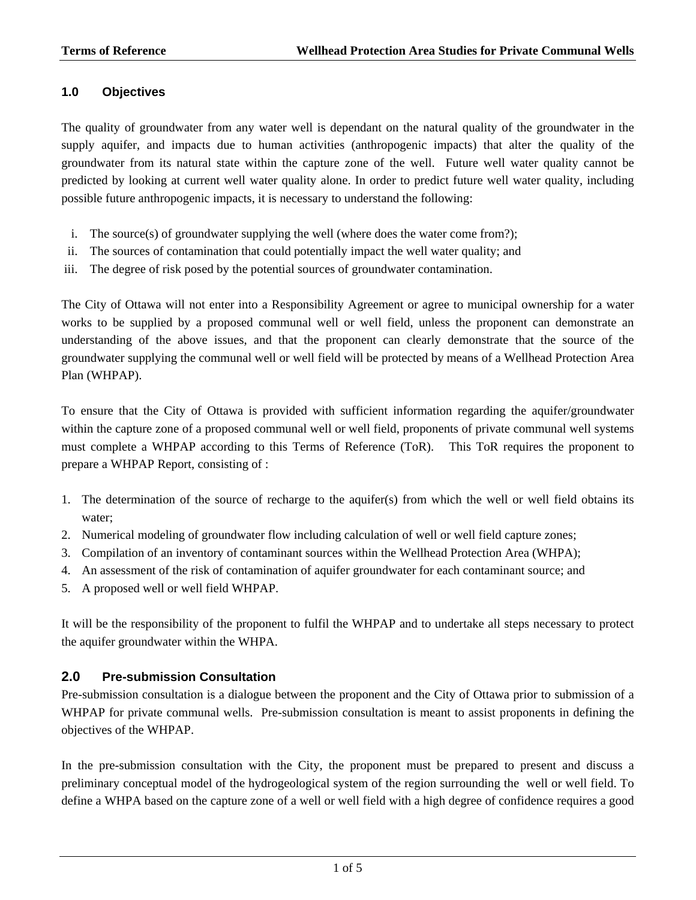## 1.0 Objectives

The quality of groundwater from any water well is dependant on the natural quality of the groundwater in the supply aquifer, and impacts due to human activities (anthropogenic impacts) that alter the quality of the groundwater from its natural state within the capture zone of the well. Future well water quality cannot be predicted by looking at current well water quality alone. In order to predict future well water quality, including possible future anthropogenic impacts, it is necessary to understand the following:

i. The source(s) of groundwater supplying the well (where does the water come from?);
ii. The sources of contamination that could potentially impact the well water quality; and
iii. The degree of risk posed by the potential sources of groundwater contamination.

The City of Ottawa will not enter into a Responsibility Agreement or agree to municipal ownership for a water works to be supplied by a proposed communal well or well field, unless the proponent can demonstrate an understanding of the above issues, and that the proponent can clearly demonstrate that the source of the groundwater supplying the communal well or well field will be protected by means of a Wellhead Protection Area Plan (WHPAP).

To ensure that the City of Ottawa is provided with sufficient information regarding the aquifer/groundwater within the capture zone of a proposed communal well or well field, proponents of private communal well systems must complete a WHPAP according to this Terms of Reference (ToR). This ToR requires the proponent to prepare a WHPAP Report, consisting of :

1. The determination of the source of recharge to the aquifer(s) from which the well or well field obtains its water;
2. Numerical modeling of groundwater flow including calculation of well or well field capture zones;
3. Compilation of an inventory of contaminant sources within the Wellhead Protection Area (WHPA);
4. An assessment of the risk of contamination of aquifer groundwater for each contaminant source; and
5. A proposed well or well field WHPAP.

It will be the responsibility of the proponent to fulfil the WHPAP and to undertake all steps necessary to protect the aquifer groundwater within the WHPA.

## 2.0 Pre-submission Consultation

Pre-submission consultation is a dialogue between the proponent and the City of Ottawa prior to submission of a WHPAP for private communal wells. Pre-submission consultation is meant to assist proponents in defining the objectives of the WHPAP.

In the pre-submission consultation with the City, the proponent must be prepared to present and discuss a preliminary conceptual model of the hydrogeological system of the region surrounding the well or well field. To define a WHPA based on the capture zone of a well or well field with a high degree of confidence requires a good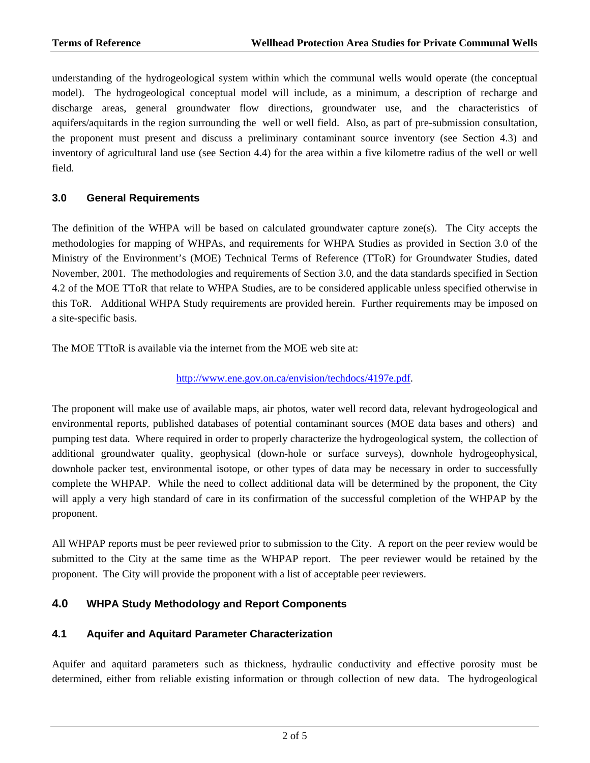understanding of the hydrogeological system within which the communal wells would operate (the conceptual model). The hydrogeological conceptual model will include, as a minimum, a description of recharge and discharge areas, general groundwater flow directions, groundwater use, and the characteristics of aquifers/aquitards in the region surrounding the well or well field. Also, as part of pre-submission consultation, the proponent must present and discuss a preliminary contaminant source inventory (see Section 4.3) and inventory of agricultural land use (see Section 4.4) for the area within a five kilometre radius of the well or well field.

## 3.0 General Requirements

The definition of the WHPA will be based on calculated groundwater capture zone(s). The City accepts the methodologies for mapping of WHPAs, and requirements for WHPA Studies as provided in Section 3.0 of the Ministry of the Environment's (MOE) Technical Terms of Reference (TToR) for Groundwater Studies, dated November, 2001. The methodologies and requirements of Section 3.0, and the data standards specified in Section 4.2 of the MOE TToR that relate to WHPA Studies, are to be considered applicable unless specified otherwise in this ToR. Additional WHPA Study requirements are provided herein. Further requirements may be imposed on a site-specific basis.

The MOE TTtoR is available via the internet from the MOE web site at:

http://www.ene.gov.on.ca/envision/techdocs/4197e.pdf.

The proponent will make use of available maps, air photos, water well record data, relevant hydrogeological and environmental reports, published databases of potential contaminant sources (MOE data bases and others) and pumping test data. Where required in order to properly characterize the hydrogeological system, the collection of additional groundwater quality, geophysical (down-hole or surface surveys), downhole hydrogeophysical, downhole packer test, environmental isotope, or other types of data may be necessary in order to successfully complete the WHPAP. While the need to collect additional data will be determined by the proponent, the City will apply a very high standard of care in its confirmation of the successful completion of the WHPAP by the proponent.

All WHPAP reports must be peer reviewed prior to submission to the City. A report on the peer review would be submitted to the City at the same time as the WHPAP report. The peer reviewer would be retained by the proponent. The City will provide the proponent with a list of acceptable peer reviewers.

## 4.0 WHPA Study Methodology and Report Components

### 4.1 Aquifer and Aquitard Parameter Characterization

Aquifer and aquitard parameters such as thickness, hydraulic conductivity and effective porosity must be determined, either from reliable existing information or through collection of new data. The hydrogeological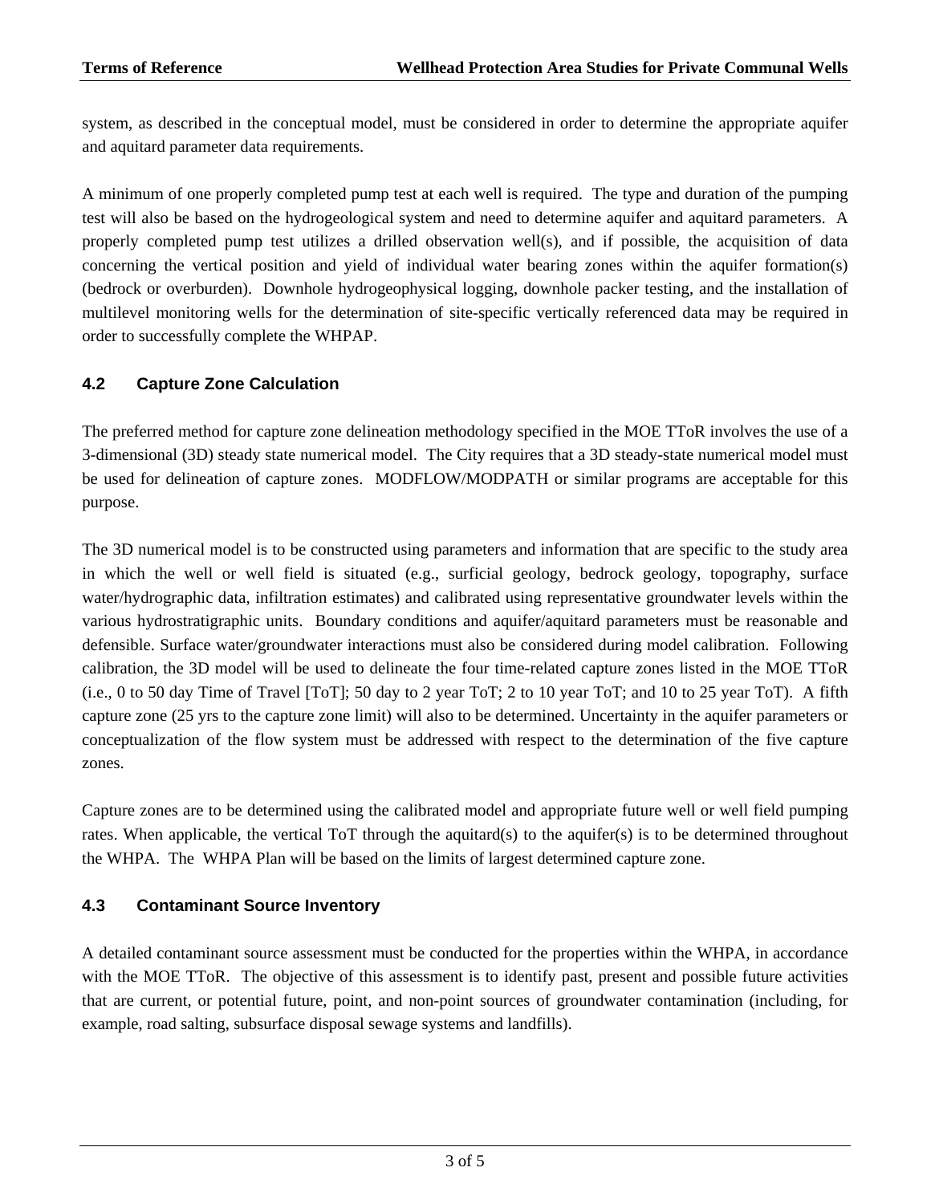system, as described in the conceptual model, must be considered in order to determine the appropriate aquifer and aquitard parameter data requirements.

A minimum of one properly completed pump test at each well is required. The type and duration of the pumping test will also be based on the hydrogeological system and need to determine aquifer and aquitard parameters. A properly completed pump test utilizes a drilled observation well(s), and if possible, the acquisition of data concerning the vertical position and yield of individual water bearing zones within the aquifer formation(s) (bedrock or overburden). Downhole hydrogeophysical logging, downhole packer testing, and the installation of multilevel monitoring wells for the determination of site-specific vertically referenced data may be required in order to successfully complete the WHPAP.

### 4.2 Capture Zone Calculation

The preferred method for capture zone delineation methodology specified in the MOE TToR involves the use of a 3-dimensional (3D) steady state numerical model. The City requires that a 3D steady-state numerical model must be used for delineation of capture zones. MODFLOW/MODPATH or similar programs are acceptable for this purpose.

The 3D numerical model is to be constructed using parameters and information that are specific to the study area in which the well or well field is situated (e.g., surficial geology, bedrock geology, topography, surface water/hydrographic data, infiltration estimates) and calibrated using representative groundwater levels within the various hydrostratigraphic units. Boundary conditions and aquifer/aquitard parameters must be reasonable and defensible. Surface water/groundwater interactions must also be considered during model calibration. Following calibration, the 3D model will be used to delineate the four time-related capture zones listed in the MOE TToR (i.e., 0 to 50 day Time of Travel [ToT]; 50 day to 2 year ToT; 2 to 10 year ToT; and 10 to 25 year ToT). A fifth capture zone (25 yrs to the capture zone limit) will also to be determined. Uncertainty in the aquifer parameters or conceptualization of the flow system must be addressed with respect to the determination of the five capture zones.

Capture zones are to be determined using the calibrated model and appropriate future well or well field pumping rates. When applicable, the vertical ToT through the aquitard(s) to the aquifer(s) is to be determined throughout the WHPA. The WHPA Plan will be based on the limits of largest determined capture zone.

### 4.3 Contaminant Source Inventory

A detailed contaminant source assessment must be conducted for the properties within the WHPA, in accordance with the MOE TToR. The objective of this assessment is to identify past, present and possible future activities that are current, or potential future, point, and non-point sources of groundwater contamination (including, for example, road salting, subsurface disposal sewage systems and landfills).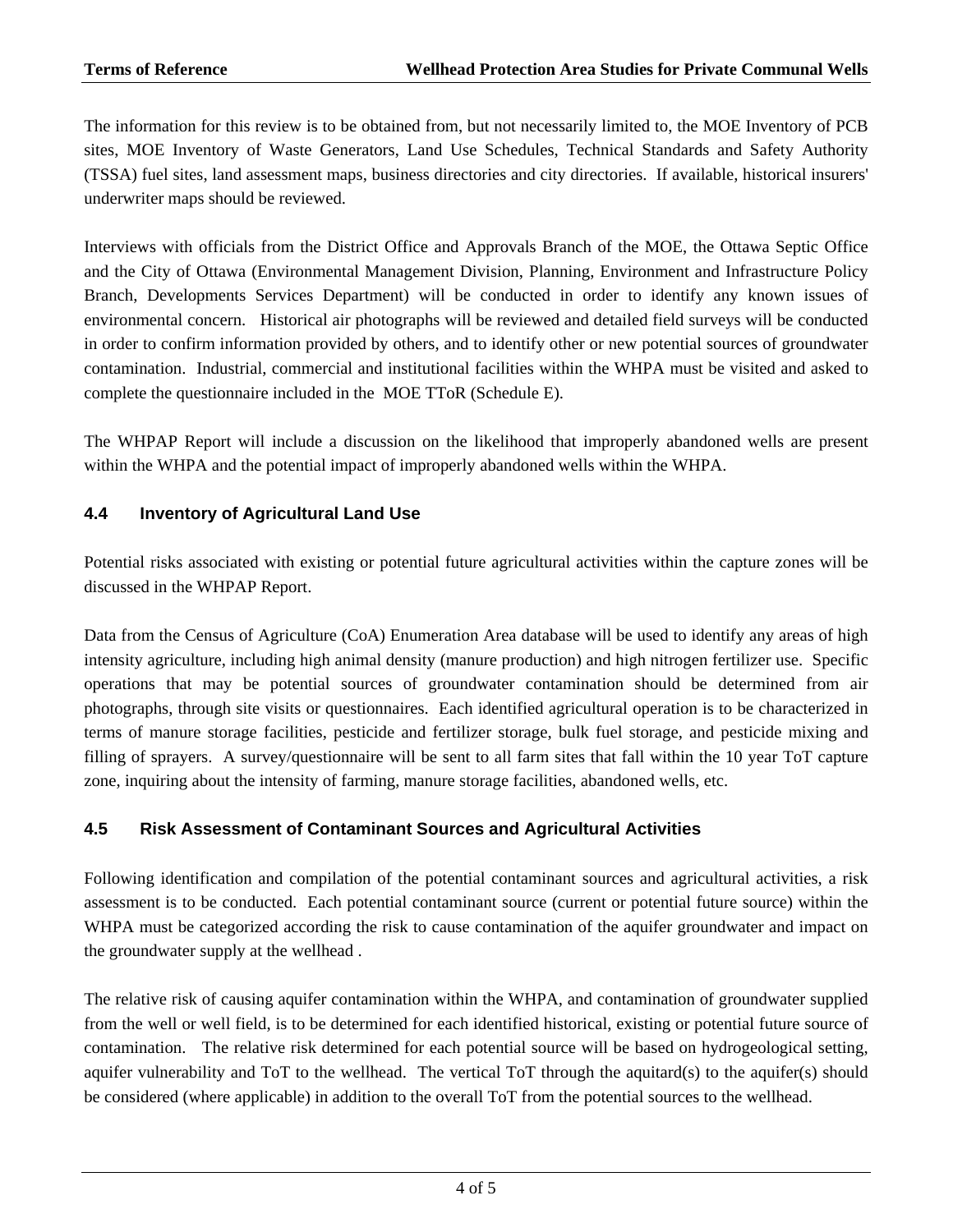The information for this review is to be obtained from, but not necessarily limited to, the MOE Inventory of PCB sites, MOE Inventory of Waste Generators, Land Use Schedules, Technical Standards and Safety Authority (TSSA) fuel sites, land assessment maps, business directories and city directories. If available, historical insurers' underwriter maps should be reviewed.

Interviews with officials from the District Office and Approvals Branch of the MOE, the Ottawa Septic Office and the City of Ottawa (Environmental Management Division, Planning, Environment and Infrastructure Policy Branch, Developments Services Department) will be conducted in order to identify any known issues of environmental concern. Historical air photographs will be reviewed and detailed field surveys will be conducted in order to confirm information provided by others, and to identify other or new potential sources of groundwater contamination. Industrial, commercial and institutional facilities within the WHPA must be visited and asked to complete the questionnaire included in the MOE TToR (Schedule E).

The WHPAP Report will include a discussion on the likelihood that improperly abandoned wells are present within the WHPA and the potential impact of improperly abandoned wells within the WHPA.

### 4.4 Inventory of Agricultural Land Use

Potential risks associated with existing or potential future agricultural activities within the capture zones will be discussed in the WHPAP Report.

Data from the Census of Agriculture (CoA) Enumeration Area database will be used to identify any areas of high intensity agriculture, including high animal density (manure production) and high nitrogen fertilizer use. Specific operations that may be potential sources of groundwater contamination should be determined from air photographs, through site visits or questionnaires. Each identified agricultural operation is to be characterized in terms of manure storage facilities, pesticide and fertilizer storage, bulk fuel storage, and pesticide mixing and filling of sprayers. A survey/questionnaire will be sent to all farm sites that fall within the 10 year ToT capture zone, inquiring about the intensity of farming, manure storage facilities, abandoned wells, etc.

### 4.5 Risk Assessment of Contaminant Sources and Agricultural Activities

Following identification and compilation of the potential contaminant sources and agricultural activities, a risk assessment is to be conducted. Each potential contaminant source (current or potential future source) within the WHPA must be categorized according the risk to cause contamination of the aquifer groundwater and impact on the groundwater supply at the wellhead .

The relative risk of causing aquifer contamination within the WHPA, and contamination of groundwater supplied from the well or well field, is to be determined for each identified historical, existing or potential future source of contamination. The relative risk determined for each potential source will be based on hydrogeological setting, aquifer vulnerability and ToT to the wellhead. The vertical ToT through the aquitard(s) to the aquifer(s) should be considered (where applicable) in addition to the overall ToT from the potential sources to the wellhead.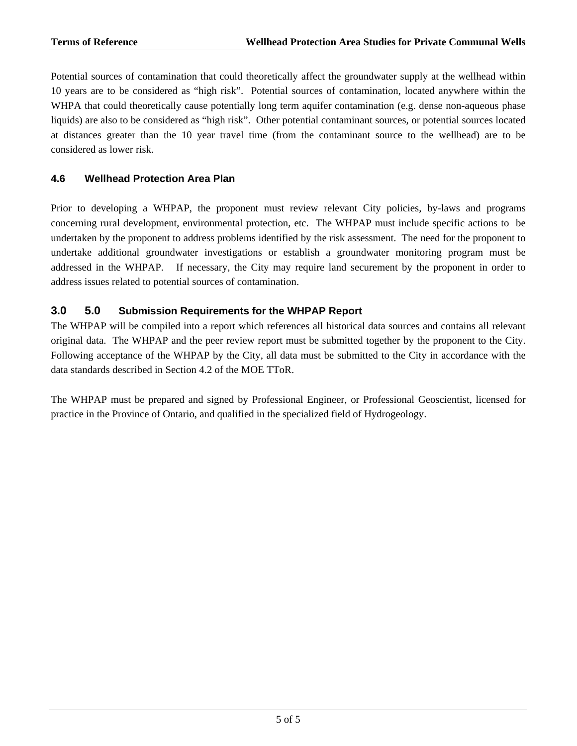Potential sources of contamination that could theoretically affect the groundwater supply at the wellhead within 10 years are to be considered as "high risk". Potential sources of contamination, located anywhere within the WHPA that could theoretically cause potentially long term aquifer contamination (e.g. dense non-aqueous phase liquids) are also to be considered as "high risk". Other potential contaminant sources, or potential sources located at distances greater than the 10 year travel time (from the contaminant source to the wellhead) are to be considered as lower risk.

### 4.6 Wellhead Protection Area Plan

Prior to developing a WHPAP, the proponent must review relevant City policies, by-laws and programs concerning rural development, environmental protection, etc. The WHPAP must include specific actions to be undertaken by the proponent to address problems identified by the risk assessment. The need for the proponent to undertake additional groundwater investigations or establish a groundwater monitoring program must be addressed in the WHPAP. If necessary, the City may require land securement by the proponent in order to address issues related to potential sources of contamination.

## 3.0 5.0 Submission Requirements for the WHPAP Report

The WHPAP will be compiled into a report which references all historical data sources and contains all relevant original data. The WHPAP and the peer review report must be submitted together by the proponent to the City. Following acceptance of the WHPAP by the City, all data must be submitted to the City in accordance with the data standards described in Section 4.2 of the MOE TToR.

The WHPAP must be prepared and signed by Professional Engineer, or Professional Geoscientist, licensed for practice in the Province of Ontario, and qualified in the specialized field of Hydrogeology.